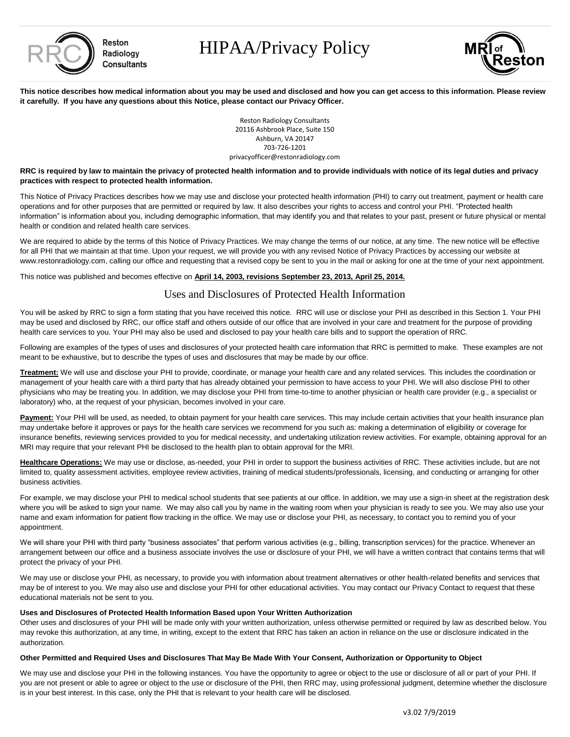# HIPAA/Privacy Policy

**This notice describes how medical information about you may be used and disclosed and how you can get access to this information. Please review it carefully. If you have any questions about this Notice, please contact our Privacy Officer.**

Reston Radiology Consultants
20116 Ashbrook Place, Suite 150
Ashburn, VA 20147
703-726-1201
privacyofficer@restonradiology.com

**RRC is required by law to maintain the privacy of protected health information and to provide individuals with notice of its legal duties and privacy practices with respect to protected health information.**

This Notice of Privacy Practices describes how we may use and disclose your protected health information (PHI) to carry out treatment, payment or health care operations and for other purposes that are permitted or required by law. It also describes your rights to access and control your PHI. "Protected health information" is information about you, including demographic information, that may identify you and that relates to your past, present or future physical or mental health or condition and related health care services.

We are required to abide by the terms of this Notice of Privacy Practices. We may change the terms of our notice, at any time. The new notice will be effective for all PHI that we maintain at that time. Upon your request, we will provide you with any revised Notice of Privacy Practices by accessing our website at www.restonradiology.com, calling our office and requesting that a revised copy be sent to you in the mail or asking for one at the time of your next appointment.

This notice was published and becomes effective on **April 14, 2003, revisions September 23, 2013, April 25, 2014.**

## Uses and Disclosures of Protected Health Information

You will be asked by RRC to sign a form stating that you have received this notice. RRC will use or disclose your PHI as described in this Section 1. Your PHI may be used and disclosed by RRC, our office staff and others outside of our office that are involved in your care and treatment for the purpose of providing health care services to you. Your PHI may also be used and disclosed to pay your health care bills and to support the operation of RRC.

Following are examples of the types of uses and disclosures of your protected health care information that RRC is permitted to make. These examples are not meant to be exhaustive, but to describe the types of uses and disclosures that may be made by our office.

**Treatment:** We will use and disclose your PHI to provide, coordinate, or manage your health care and any related services. This includes the coordination or management of your health care with a third party that has already obtained your permission to have access to your PHI. We will also disclose PHI to other physicians who may be treating you. In addition, we may disclose your PHI from time-to-time to another physician or health care provider (e.g., a specialist or laboratory) who, at the request of your physician, becomes involved in your care.

**Payment:** Your PHI will be used, as needed, to obtain payment for your health care services. This may include certain activities that your health insurance plan may undertake before it approves or pays for the health care services we recommend for you such as: making a determination of eligibility or coverage for insurance benefits, reviewing services provided to you for medical necessity, and undertaking utilization review activities. For example, obtaining approval for an MRI may require that your relevant PHI be disclosed to the health plan to obtain approval for the MRI.

**Healthcare Operations:** We may use or disclose, as-needed, your PHI in order to support the business activities of RRC. These activities include, but are not limited to, quality assessment activities, employee review activities, training of medical students/professionals, licensing, and conducting or arranging for other business activities.

For example, we may disclose your PHI to medical school students that see patients at our office. In addition, we may use a sign-in sheet at the registration desk where you will be asked to sign your name. We may also call you by name in the waiting room when your physician is ready to see you. We may also use your name and exam information for patient flow tracking in the office. We may use or disclose your PHI, as necessary, to contact you to remind you of your appointment.

We will share your PHI with third party "business associates" that perform various activities (e.g., billing, transcription services) for the practice. Whenever an arrangement between our office and a business associate involves the use or disclosure of your PHI, we will have a written contract that contains terms that will protect the privacy of your PHI.

We may use or disclose your PHI, as necessary, to provide you with information about treatment alternatives or other health-related benefits and services that may be of interest to you. We may also use and disclose your PHI for other educational activities. You may contact our Privacy Contact to request that these educational materials not be sent to you.

**Uses and Disclosures of Protected Health Information Based upon Your Written Authorization**
Other uses and disclosures of your PHI will be made only with your written authorization, unless otherwise permitted or required by law as described below. You may revoke this authorization, at any time, in writing, except to the extent that RRC has taken an action in reliance on the use or disclosure indicated in the authorization.

**Other Permitted and Required Uses and Disclosures That May Be Made With Your Consent, Authorization or Opportunity to Object**

We may use and disclose your PHI in the following instances. You have the opportunity to agree or object to the use or disclosure of all or part of your PHI. If you are not present or able to agree or object to the use or disclosure of the PHI, then RRC may, using professional judgment, determine whether the disclosure is in your best interest. In this case, only the PHI that is relevant to your health care will be disclosed.

v3.02 7/9/2019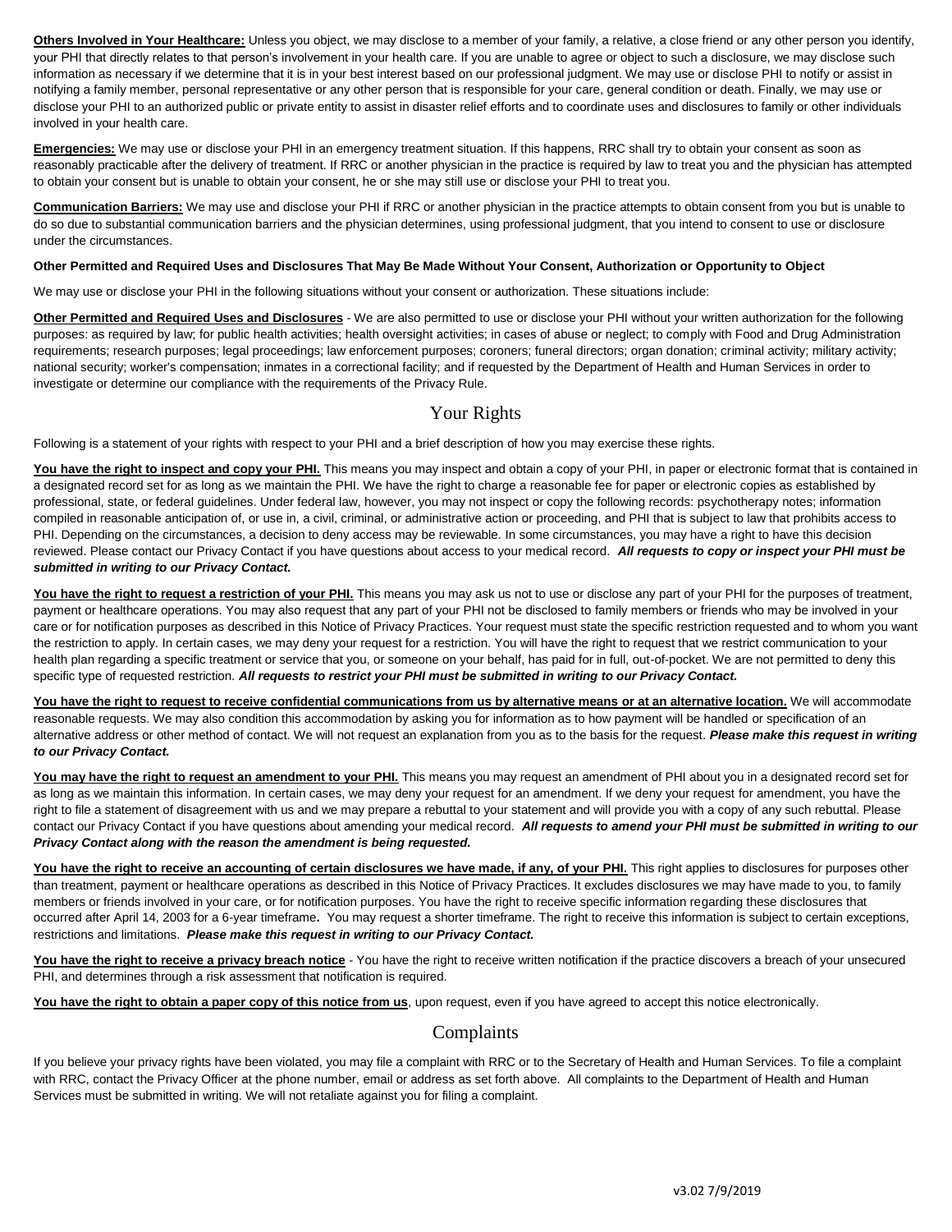**Others Involved in Your Healthcare:** Unless you object, we may disclose to a member of your family, a relative, a close friend or any other person you identify, your PHI that directly relates to that person's involvement in your health care. If you are unable to agree or object to such a disclosure, we may disclose such information as necessary if we determine that it is in your best interest based on our professional judgment. We may use or disclose PHI to notify or assist in notifying a family member, personal representative or any other person that is responsible for your care, general condition or death. Finally, we may use or disclose your PHI to an authorized public or private entity to assist in disaster relief efforts and to coordinate uses and disclosures to family or other individuals involved in your health care.

**Emergencies:** We may use or disclose your PHI in an emergency treatment situation. If this happens, RRC shall try to obtain your consent as soon as reasonably practicable after the delivery of treatment. If RRC or another physician in the practice is required by law to treat you and the physician has attempted to obtain your consent but is unable to obtain your consent, he or she may still use or disclose your PHI to treat you.

**Communication Barriers:** We may use and disclose your PHI if RRC or another physician in the practice attempts to obtain consent from you but is unable to do so due to substantial communication barriers and the physician determines, using professional judgment, that you intend to consent to use or disclosure under the circumstances.

**Other Permitted and Required Uses and Disclosures That May Be Made Without Your Consent, Authorization or Opportunity to Object**

We may use or disclose your PHI in the following situations without your consent or authorization. These situations include:

**Other Permitted and Required Uses and Disclosures** - We are also permitted to use or disclose your PHI without your written authorization for the following purposes: as required by law; for public health activities; health oversight activities; in cases of abuse or neglect; to comply with Food and Drug Administration requirements; research purposes; legal proceedings; law enforcement purposes; coroners; funeral directors; organ donation; criminal activity; military activity; national security; worker's compensation; inmates in a correctional facility; and if requested by the Department of Health and Human Services in order to investigate or determine our compliance with the requirements of the Privacy Rule.

## Your Rights

Following is a statement of your rights with respect to your PHI and a brief description of how you may exercise these rights.

**You have the right to inspect and copy your PHI.** This means you may inspect and obtain a copy of your PHI, in paper or electronic format that is contained in a designated record set for as long as we maintain the PHI. We have the right to charge a reasonable fee for paper or electronic copies as established by professional, state, or federal guidelines. Under federal law, however, you may not inspect or copy the following records: psychotherapy notes; information compiled in reasonable anticipation of, or use in, a civil, criminal, or administrative action or proceeding, and PHI that is subject to law that prohibits access to PHI. Depending on the circumstances, a decision to deny access may be reviewable. In some circumstances, you may have a right to have this decision reviewed. Please contact our Privacy Contact if you have questions about access to your medical record. ***All requests to copy or inspect your PHI must be submitted in writing to our Privacy Contact.***

**You have the right to request a restriction of your PHI.** This means you may ask us not to use or disclose any part of your PHI for the purposes of treatment, payment or healthcare operations. You may also request that any part of your PHI not be disclosed to family members or friends who may be involved in your care or for notification purposes as described in this Notice of Privacy Practices. Your request must state the specific restriction requested and to whom you want the restriction to apply. In certain cases, we may deny your request for a restriction. You will have the right to request that we restrict communication to your health plan regarding a specific treatment or service that you, or someone on your behalf, has paid for in full, out-of-pocket. We are not permitted to deny this specific type of requested restriction. ***All requests to restrict your PHI must be submitted in writing to our Privacy Contact.***

**You have the right to request to receive confidential communications from us by alternative means or at an alternative location.** We will accommodate reasonable requests. We may also condition this accommodation by asking you for information as to how payment will be handled or specification of an alternative address or other method of contact. We will not request an explanation from you as to the basis for the request. ***Please make this request in writing to our Privacy Contact.***

**You may have the right to request an amendment to your PHI.** This means you may request an amendment of PHI about you in a designated record set for as long as we maintain this information. In certain cases, we may deny your request for an amendment. If we deny your request for amendment, you have the right to file a statement of disagreement with us and we may prepare a rebuttal to your statement and will provide you with a copy of any such rebuttal. Please contact our Privacy Contact if you have questions about amending your medical record. ***All requests to amend your PHI must be submitted in writing to our Privacy Contact along with the reason the amendment is being requested.***

**You have the right to receive an accounting of certain disclosures we have made, if any, of your PHI.** This right applies to disclosures for purposes other than treatment, payment or healthcare operations as described in this Notice of Privacy Practices. It excludes disclosures we may have made to you, to family members or friends involved in your care, or for notification purposes. You have the right to receive specific information regarding these disclosures that occurred after April 14, 2003 for a 6-year timeframe**.** You may request a shorter timeframe. The right to receive this information is subject to certain exceptions, restrictions and limitations. ***Please make this request in writing to our Privacy Contact.***

**You have the right to receive a privacy breach notice** - You have the right to receive written notification if the practice discovers a breach of your unsecured PHI, and determines through a risk assessment that notification is required.

**You have the right to obtain a paper copy of this notice from us**, upon request, even if you have agreed to accept this notice electronically.

## Complaints

If you believe your privacy rights have been violated, you may file a complaint with RRC or to the Secretary of Health and Human Services. To file a complaint with RRC, contact the Privacy Officer at the phone number, email or address as set forth above. All complaints to the Department of Health and Human Services must be submitted in writing. We will not retaliate against you for filing a complaint.

v3.02 7/9/2019